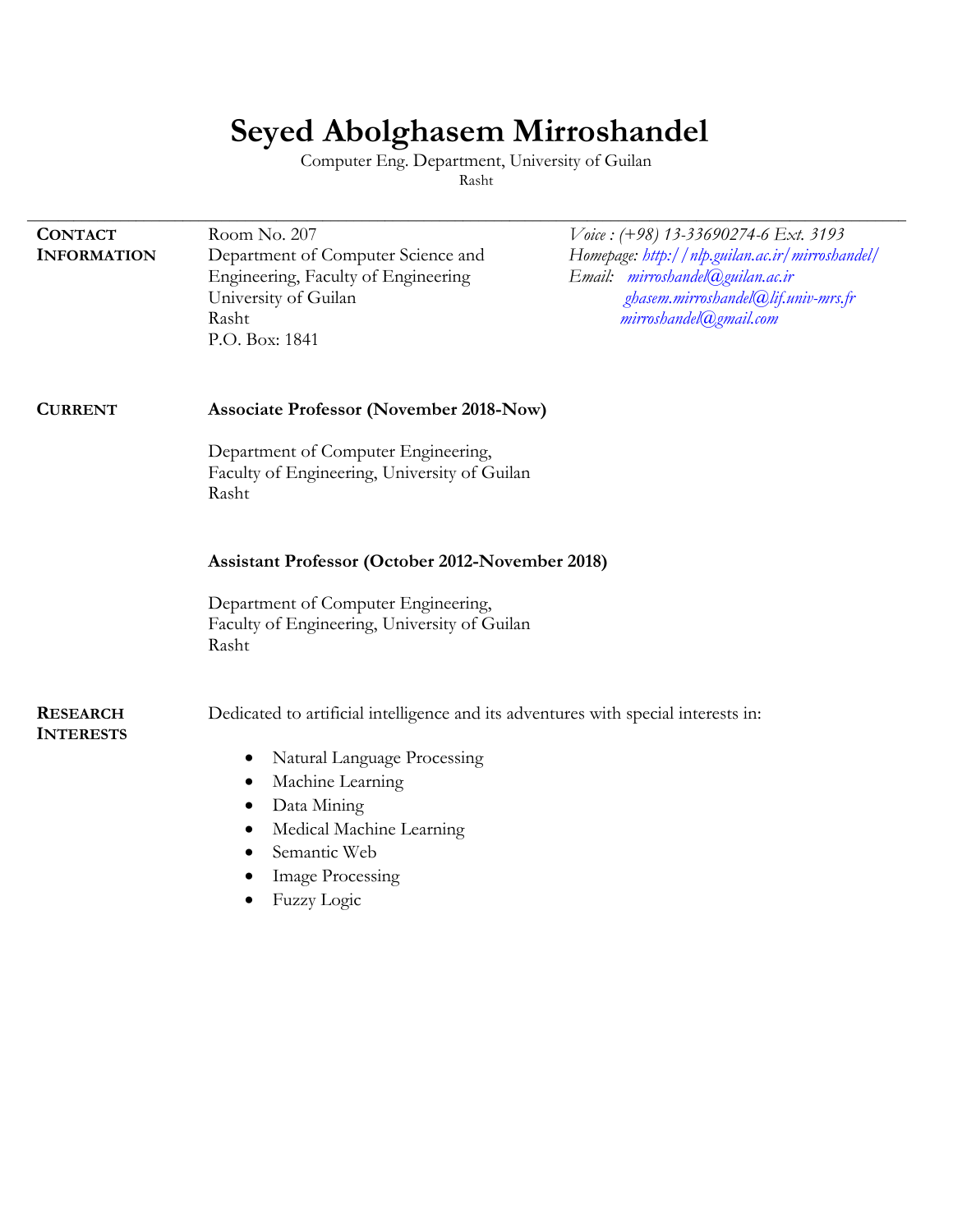# Seyed Abolghasem Mirroshandel

Computer Eng. Department, University of Guilan
Rasht

---

## Contact Information

Room No. 207
Department of Computer Science and Engineering, Faculty of Engineering
University of Guilan
Rasht
P.O. Box: 1841

*Voice : (+98) 13-33690274-6 Ext. 3193*
*Homepage: http://nlp.guilan.ac.ir/mirroshandel/*
*Email: mirroshandel@guilan.ac.ir*
*ghasem.mirroshandel@lif.univ-mrs.fr*
*mirroshandel@gmail.com*

## Current

**Associate Professor (November 2018-Now)**

Department of Computer Engineering,
Faculty of Engineering, University of Guilan
Rasht

**Assistant Professor (October 2012-November 2018)**

Department of Computer Engineering,
Faculty of Engineering, University of Guilan
Rasht

## Research Interests

Dedicated to artificial intelligence and its adventures with special interests in:

- Natural Language Processing
- Machine Learning
- Data Mining
- Medical Machine Learning
- Semantic Web
- Image Processing
- Fuzzy Logic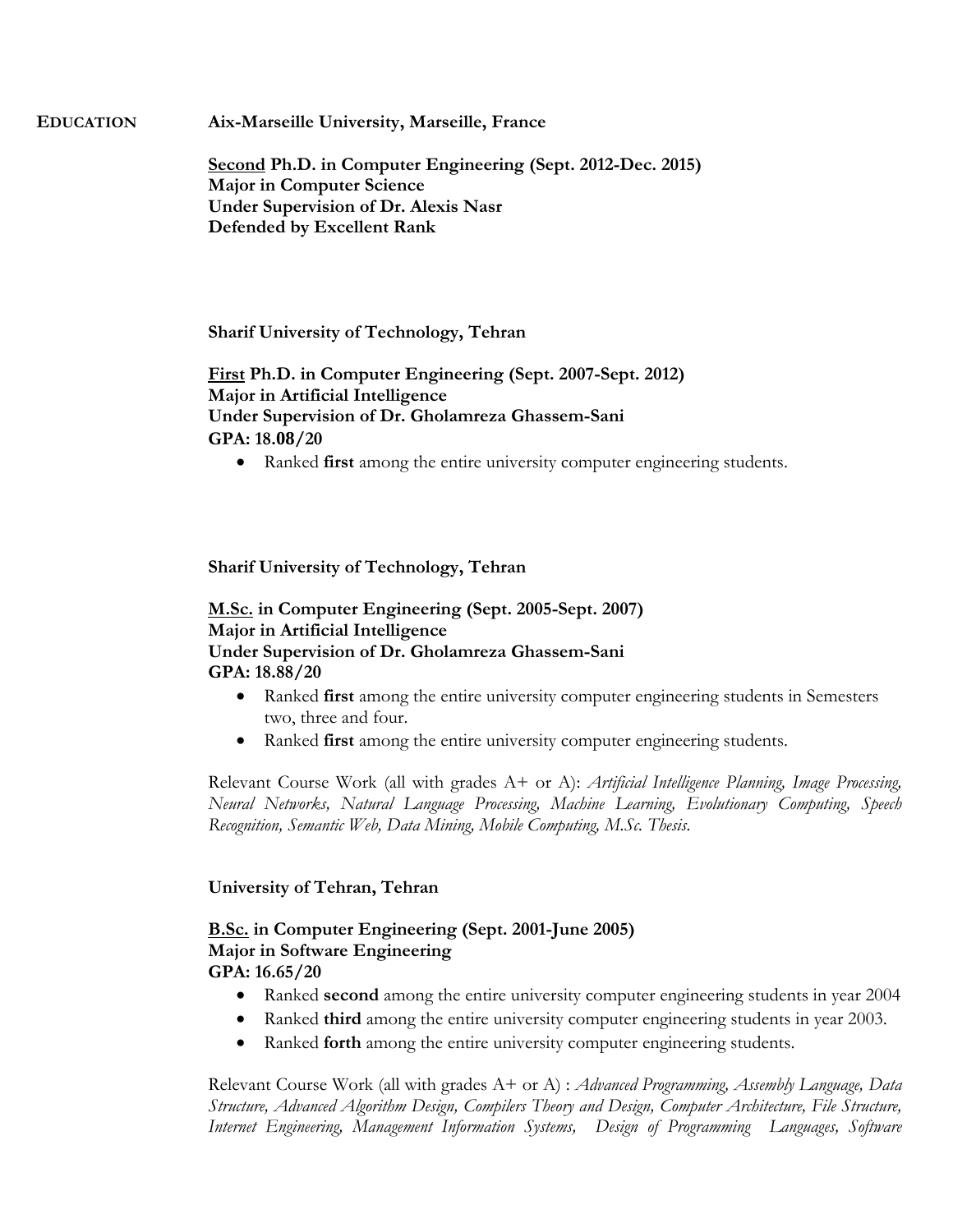## EDUCATION

**Aix-Marseille University, Marseille, France**

**<u>Second</u> Ph.D. in Computer Engineering (Sept. 2012-Dec. 2015)**
**Major in Computer Science**
**Under Supervision of Dr. Alexis Nasr**
**Defended by Excellent Rank**

**Sharif University of Technology, Tehran**

**<u>First</u> Ph.D. in Computer Engineering (Sept. 2007-Sept. 2012)**
**Major in Artificial Intelligence**
**Under Supervision of Dr. Gholamreza Ghassem-Sani**
**GPA: 18.08/20**

- Ranked **first** among the entire university computer engineering students.

**Sharif University of Technology, Tehran**

**<u>M.Sc.</u> in Computer Engineering (Sept. 2005-Sept. 2007)**
**Major in Artificial Intelligence**
**Under Supervision of Dr. Gholamreza Ghassem-Sani**
**GPA: 18.88/20**

- Ranked **first** among the entire university computer engineering students in Semesters two, three and four.
- Ranked **first** among the entire university computer engineering students.

Relevant Course Work (all with grades A+ or A): *Artificial Intelligence Planning, Image Processing, Neural Networks, Natural Language Processing, Machine Learning, Evolutionary Computing, Speech Recognition, Semantic Web, Data Mining, Mobile Computing, M.Sc. Thesis.*

**University of Tehran, Tehran**

**<u>B.Sc.</u> in Computer Engineering (Sept. 2001-June 2005)**
**Major in Software Engineering**
**GPA: 16.65/20**

- Ranked **second** among the entire university computer engineering students in year 2004
- Ranked **third** among the entire university computer engineering students in year 2003.
- Ranked **forth** among the entire university computer engineering students.

Relevant Course Work (all with grades A+ or A) : *Advanced Programming, Assembly Language, Data Structure, Advanced Algorithm Design, Compilers Theory and Design, Computer Architecture, File Structure, Internet Engineering, Management Information Systems, Design of Programming Languages, Software*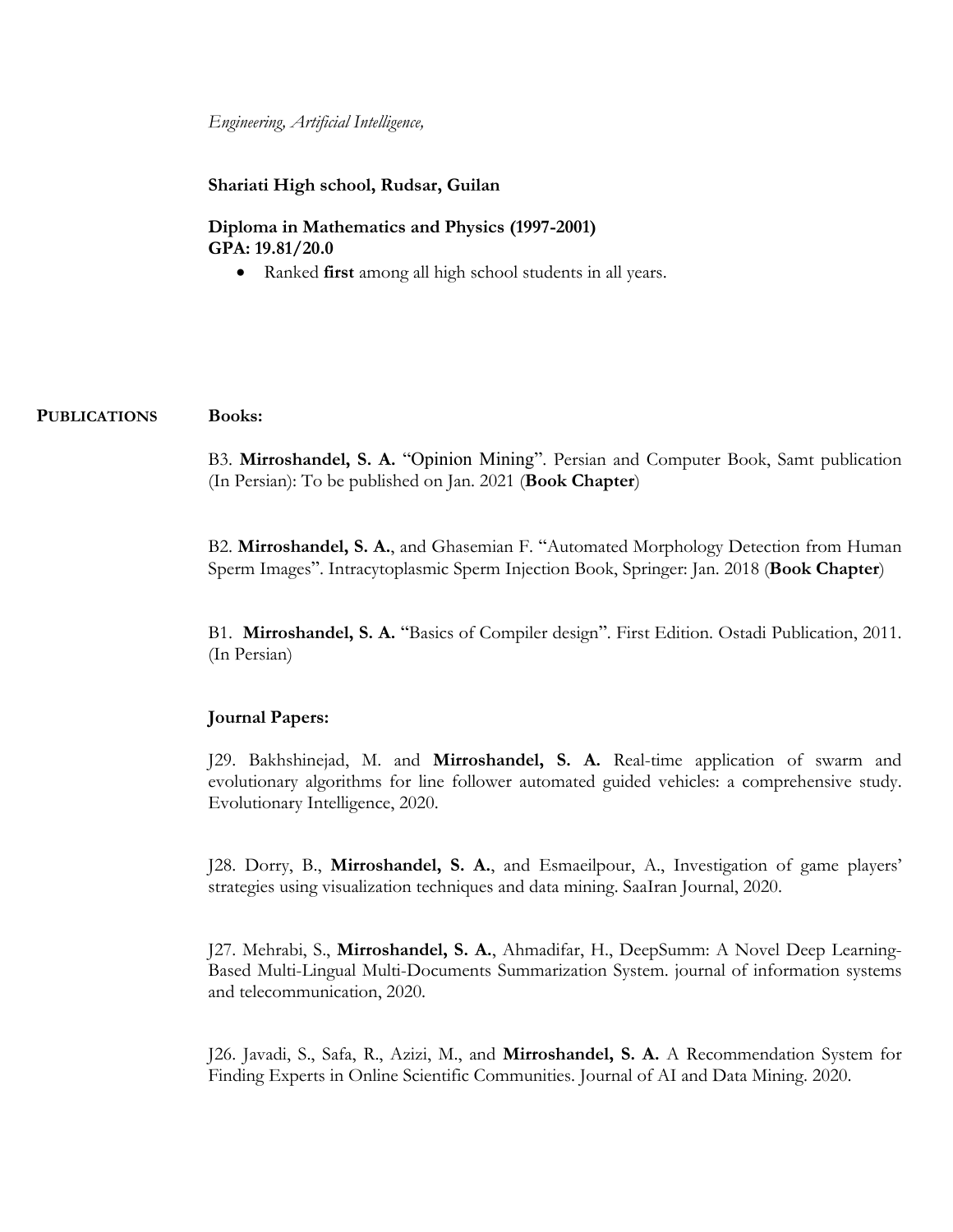*Engineering, Artificial Intelligence,*

**Shariati High school, Rudsar, Guilan**

**Diploma in Mathematics and Physics (1997-2001)**
**GPA: 19.81/20.0**

- Ranked **first** among all high school students in all years.

## PUBLICATIONS

**Books:**

B3. **Mirroshandel, S. A.** "Opinion Mining". Persian and Computer Book, Samt publication (In Persian): To be published on Jan. 2021 (**Book Chapter**)

B2. **Mirroshandel, S. A.**, and Ghasemian F. "Automated Morphology Detection from Human Sperm Images". Intracytoplasmic Sperm Injection Book, Springer: Jan. 2018 (**Book Chapter**)

B1. **Mirroshandel, S. A.** "Basics of Compiler design". First Edition. Ostadi Publication, 2011. (In Persian)

**Journal Papers:**

J29. Bakhshinejad, M. and **Mirroshandel, S. A.** Real-time application of swarm and evolutionary algorithms for line follower automated guided vehicles: a comprehensive study. Evolutionary Intelligence, 2020.

J28. Dorry, B., **Mirroshandel, S. A.**, and Esmaeilpour, A., Investigation of game players' strategies using visualization techniques and data mining. SaaIran Journal, 2020.

J27. Mehrabi, S., **Mirroshandel, S. A.**, Ahmadifar, H., DeepSumm: A Novel Deep Learning-Based Multi-Lingual Multi-Documents Summarization System. journal of information systems and telecommunication, 2020.

J26. Javadi, S., Safa, R., Azizi, M., and **Mirroshandel, S. A.** A Recommendation System for Finding Experts in Online Scientific Communities. Journal of AI and Data Mining. 2020.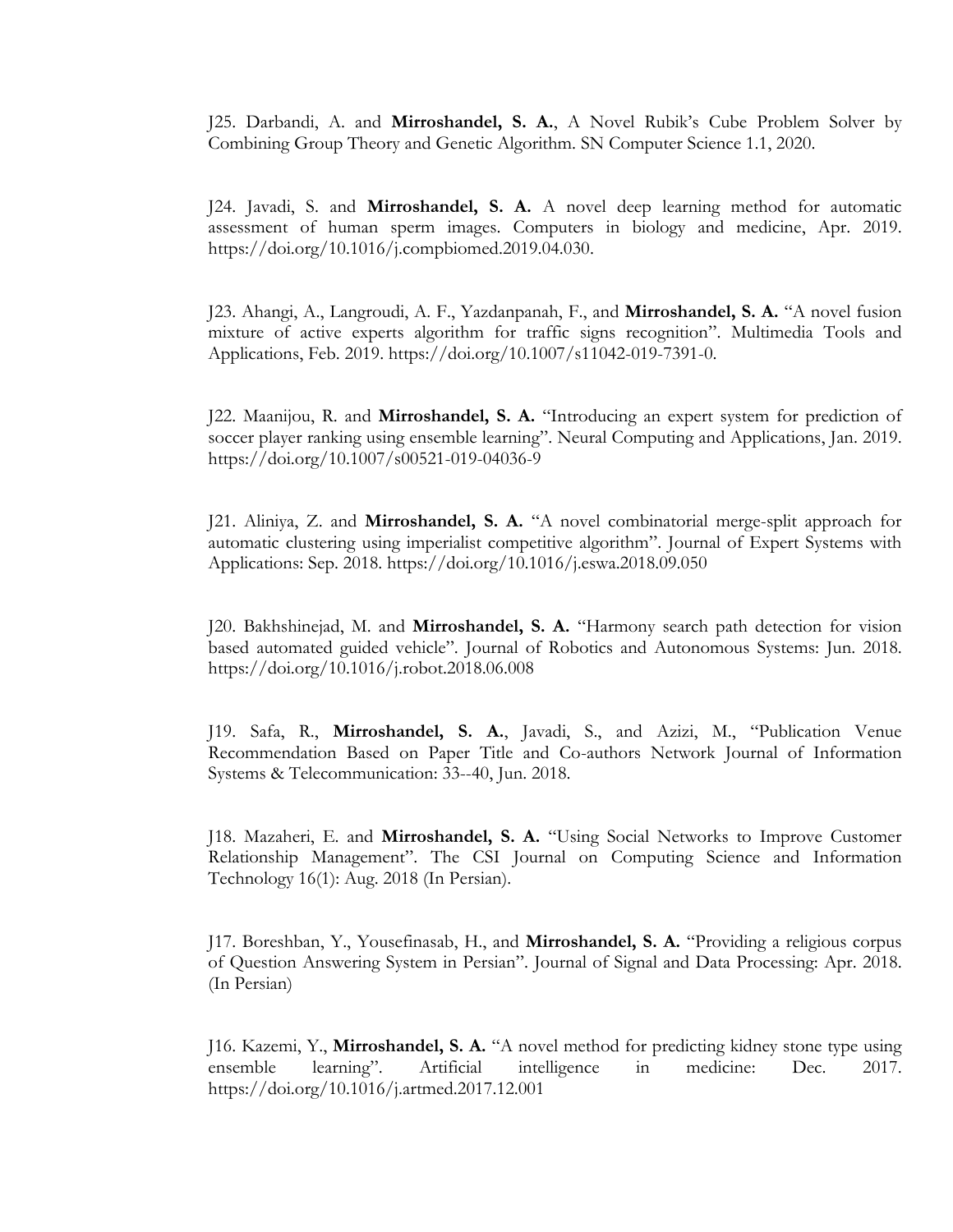J25. Darbandi, A. and **Mirroshandel, S. A.**, A Novel Rubik's Cube Problem Solver by Combining Group Theory and Genetic Algorithm. SN Computer Science 1.1, 2020.

J24. Javadi, S. and **Mirroshandel, S. A.** A novel deep learning method for automatic assessment of human sperm images. Computers in biology and medicine, Apr. 2019. https://doi.org/10.1016/j.compbiomed.2019.04.030.

J23. Ahangi, A., Langroudi, A. F., Yazdanpanah, F., and **Mirroshandel, S. A.** "A novel fusion mixture of active experts algorithm for traffic signs recognition". Multimedia Tools and Applications, Feb. 2019. https://doi.org/10.1007/s11042-019-7391-0.

J22. Maanijou, R. and **Mirroshandel, S. A.** "Introducing an expert system for prediction of soccer player ranking using ensemble learning". Neural Computing and Applications, Jan. 2019. https://doi.org/10.1007/s00521-019-04036-9

J21. Aliniya, Z. and **Mirroshandel, S. A.** "A novel combinatorial merge-split approach for automatic clustering using imperialist competitive algorithm". Journal of Expert Systems with Applications: Sep. 2018. https://doi.org/10.1016/j.eswa.2018.09.050

J20. Bakhshinejad, M. and **Mirroshandel, S. A.** "Harmony search path detection for vision based automated guided vehicle". Journal of Robotics and Autonomous Systems: Jun. 2018. https://doi.org/10.1016/j.robot.2018.06.008

J19. Safa, R., **Mirroshandel, S. A.**, Javadi, S., and Azizi, M., "Publication Venue Recommendation Based on Paper Title and Co-authors Network Journal of Information Systems & Telecommunication: 33--40, Jun. 2018.

J18. Mazaheri, E. and **Mirroshandel, S. A.** "Using Social Networks to Improve Customer Relationship Management". The CSI Journal on Computing Science and Information Technology 16(1): Aug. 2018 (In Persian).

J17. Boreshban, Y., Yousefinasab, H., and **Mirroshandel, S. A.** "Providing a religious corpus of Question Answering System in Persian". Journal of Signal and Data Processing: Apr. 2018. (In Persian)

J16. Kazemi, Y., **Mirroshandel, S. A.** "A novel method for predicting kidney stone type using ensemble learning". Artificial intelligence in medicine: Dec. 2017. https://doi.org/10.1016/j.artmed.2017.12.001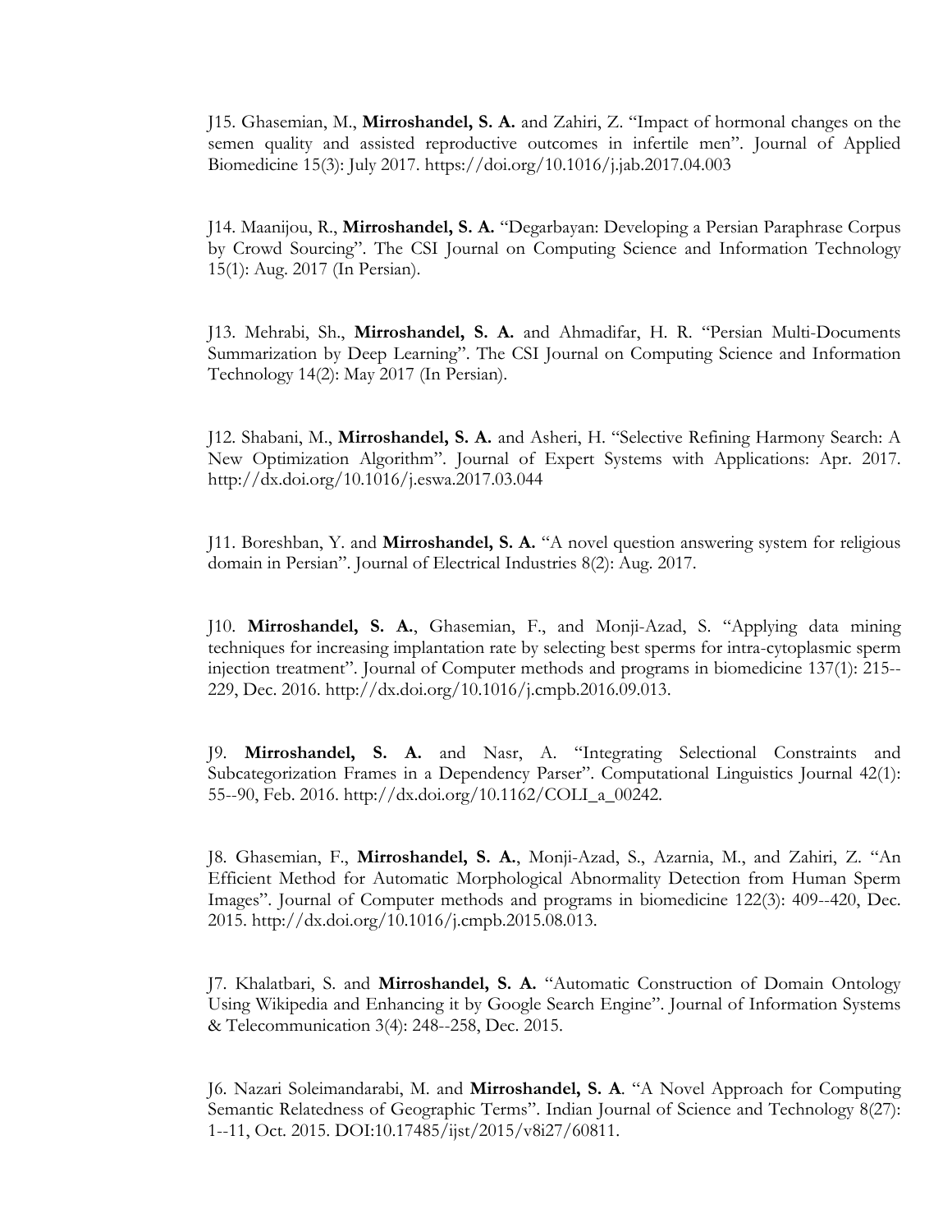J15. Ghasemian, M., **Mirroshandel, S. A.** and Zahiri, Z. “Impact of hormonal changes on the semen quality and assisted reproductive outcomes in infertile men”. Journal of Applied Biomedicine 15(3): July 2017. https://doi.org/10.1016/j.jab.2017.04.003

J14. Maanijou, R., **Mirroshandel, S. A.** “Degarbayan: Developing a Persian Paraphrase Corpus by Crowd Sourcing”. The CSI Journal on Computing Science and Information Technology 15(1): Aug. 2017 (In Persian).

J13. Mehrabi, Sh., **Mirroshandel, S. A.** and Ahmadifar, H. R. “Persian Multi-Documents Summarization by Deep Learning”. The CSI Journal on Computing Science and Information Technology 14(2): May 2017 (In Persian).

J12. Shabani, M., **Mirroshandel, S. A.** and Asheri, H. “Selective Refining Harmony Search: A New Optimization Algorithm”. Journal of Expert Systems with Applications: Apr. 2017. http://dx.doi.org/10.1016/j.eswa.2017.03.044

J11. Boreshban, Y. and **Mirroshandel, S. A.** “A novel question answering system for religious domain in Persian”. Journal of Electrical Industries 8(2): Aug. 2017.

J10. **Mirroshandel, S. A.**, Ghasemian, F., and Monji-Azad, S. “Applying data mining techniques for increasing implantation rate by selecting best sperms for intra-cytoplasmic sperm injection treatment”. Journal of Computer methods and programs in biomedicine 137(1): 215--229, Dec. 2016. http://dx.doi.org/10.1016/j.cmpb.2016.09.013.

J9. **Mirroshandel, S. A.** and Nasr, A. “Integrating Selectional Constraints and Subcategorization Frames in a Dependency Parser”. Computational Linguistics Journal 42(1): 55--90, Feb. 2016. http://dx.doi.org/10.1162/COLI_a_00242.

J8. Ghasemian, F., **Mirroshandel, S. A.**, Monji-Azad, S., Azarnia, M., and Zahiri, Z. “An Efficient Method for Automatic Morphological Abnormality Detection from Human Sperm Images”. Journal of Computer methods and programs in biomedicine 122(3): 409--420, Dec. 2015. http://dx.doi.org/10.1016/j.cmpb.2015.08.013.

J7. Khalatbari, S. and **Mirroshandel, S. A.** “Automatic Construction of Domain Ontology Using Wikipedia and Enhancing it by Google Search Engine”. Journal of Information Systems & Telecommunication 3(4): 248--258, Dec. 2015.

J6. Nazari Soleimandarabi, M. and **Mirroshandel, S. A**. “A Novel Approach for Computing Semantic Relatedness of Geographic Terms”. Indian Journal of Science and Technology 8(27): 1--11, Oct. 2015. DOI:10.17485/ijst/2015/v8i27/60811.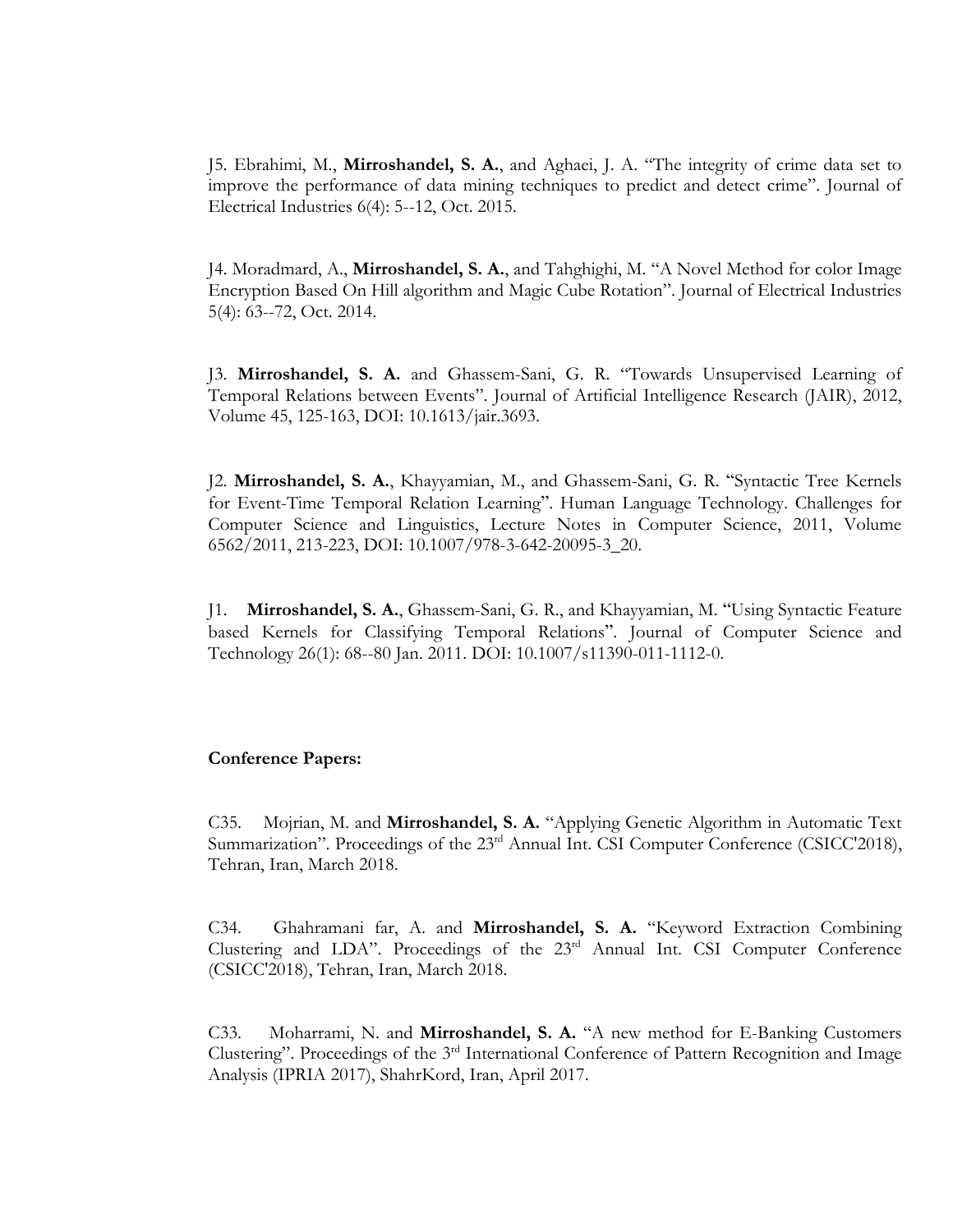J5. Ebrahimi, M., **Mirroshandel, S. A.**, and Aghaei, J. A. "The integrity of crime data set to improve the performance of data mining techniques to predict and detect crime". Journal of Electrical Industries 6(4): 5--12, Oct. 2015.

J4. Moradmard, A., **Mirroshandel, S. A.**, and Tahghighi, M. "A Novel Method for color Image Encryption Based On Hill algorithm and Magic Cube Rotation". Journal of Electrical Industries 5(4): 63--72, Oct. 2014.

J3. **Mirroshandel, S. A.** and Ghassem-Sani, G. R. "Towards Unsupervised Learning of Temporal Relations between Events". Journal of Artificial Intelligence Research (JAIR), 2012, Volume 45, 125-163, DOI: 10.1613/jair.3693.

J2. **Mirroshandel, S. A.**, Khayyamian, M., and Ghassem-Sani, G. R. "Syntactic Tree Kernels for Event-Time Temporal Relation Learning". Human Language Technology. Challenges for Computer Science and Linguistics, Lecture Notes in Computer Science, 2011, Volume 6562/2011, 213-223, DOI: 10.1007/978-3-642-20095-3_20.

J1. **Mirroshandel, S. A.**, Ghassem-Sani, G. R., and Khayyamian, M. "Using Syntactic Feature based Kernels for Classifying Temporal Relations". Journal of Computer Science and Technology 26(1): 68--80 Jan. 2011. DOI: 10.1007/s11390-011-1112-0.

**Conference Papers:**

C35. Mojrian, M. and **Mirroshandel, S. A.** "Applying Genetic Algorithm in Automatic Text Summarization". Proceedings of the 23rd Annual Int. CSI Computer Conference (CSICC'2018), Tehran, Iran, March 2018.

C34. Ghahramani far, A. and **Mirroshandel, S. A.** "Keyword Extraction Combining Clustering and LDA". Proceedings of the 23rd Annual Int. CSI Computer Conference (CSICC'2018), Tehran, Iran, March 2018.

C33. Moharrami, N. and **Mirroshandel, S. A.** "A new method for E-Banking Customers Clustering". Proceedings of the 3rd International Conference of Pattern Recognition and Image Analysis (IPRIA 2017), ShahrKord, Iran, April 2017.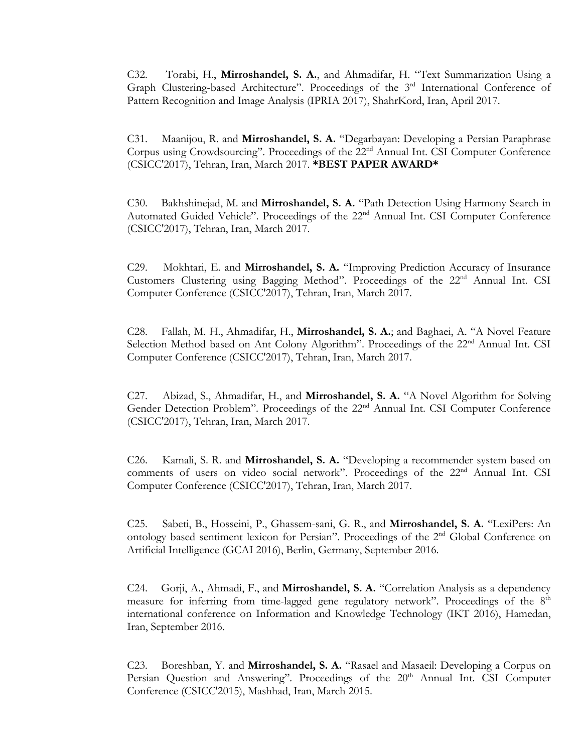C32. Torabi, H., **Mirroshandel, S. A.**, and Ahmadifar, H. "Text Summarization Using a Graph Clustering-based Architecture". Proceedings of the 3rd International Conference of Pattern Recognition and Image Analysis (IPRIA 2017), ShahrKord, Iran, April 2017.

C31. Maanijou, R. and **Mirroshandel, S. A.** "Degarbayan: Developing a Persian Paraphrase Corpus using Crowdsourcing". Proceedings of the 22nd Annual Int. CSI Computer Conference (CSICC'2017), Tehran, Iran, March 2017. ***BEST PAPER AWARD***

C30. Bakhshinejad, M. and **Mirroshandel, S. A.** "Path Detection Using Harmony Search in Automated Guided Vehicle". Proceedings of the 22nd Annual Int. CSI Computer Conference (CSICC'2017), Tehran, Iran, March 2017.

C29. Mokhtari, E. and **Mirroshandel, S. A.** "Improving Prediction Accuracy of Insurance Customers Clustering using Bagging Method". Proceedings of the 22nd Annual Int. CSI Computer Conference (CSICC'2017), Tehran, Iran, March 2017.

C28. Fallah, M. H., Ahmadifar, H., **Mirroshandel, S. A.**; and Baghaei, A. "A Novel Feature Selection Method based on Ant Colony Algorithm". Proceedings of the 22nd Annual Int. CSI Computer Conference (CSICC'2017), Tehran, Iran, March 2017.

C27. Abizad, S., Ahmadifar, H., and **Mirroshandel, S. A.** "A Novel Algorithm for Solving Gender Detection Problem". Proceedings of the 22nd Annual Int. CSI Computer Conference (CSICC'2017), Tehran, Iran, March 2017.

C26. Kamali, S. R. and **Mirroshandel, S. A.** "Developing a recommender system based on comments of users on video social network". Proceedings of the 22nd Annual Int. CSI Computer Conference (CSICC'2017), Tehran, Iran, March 2017.

C25. Sabeti, B., Hosseini, P., Ghassem-sani, G. R., and **Mirroshandel, S. A.** "LexiPers: An ontology based sentiment lexicon for Persian". Proceedings of the 2nd Global Conference on Artificial Intelligence (GCAI 2016), Berlin, Germany, September 2016.

C24. Gorji, A., Ahmadi, F., and **Mirroshandel, S. A.** "Correlation Analysis as a dependency measure for inferring from time-lagged gene regulatory network". Proceedings of the 8th international conference on Information and Knowledge Technology (IKT 2016), Hamedan, Iran, September 2016.

C23. Boreshban, Y. and **Mirroshandel, S. A.** "Rasael and Masaeil: Developing a Corpus on Persian Question and Answering". Proceedings of the 20th Annual Int. CSI Computer Conference (CSICC'2015), Mashhad, Iran, March 2015.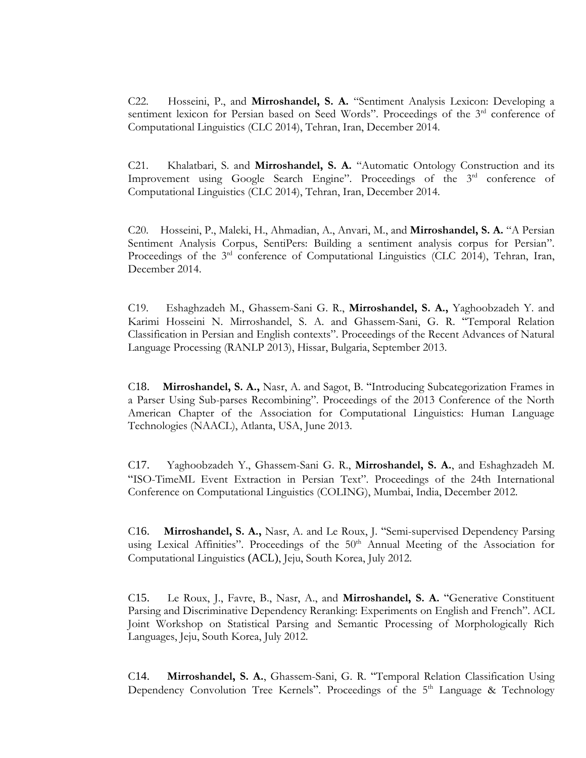C22. Hosseini, P., and **Mirroshandel, S. A.** "Sentiment Analysis Lexicon: Developing a sentiment lexicon for Persian based on Seed Words". Proceedings of the 3[rd] conference of Computational Linguistics (CLC 2014), Tehran, Iran, December 2014.

C21. Khalatbari, S. and **Mirroshandel, S. A.** "Automatic Ontology Construction and its Improvement using Google Search Engine". Proceedings of the 3[rd] conference of Computational Linguistics (CLC 2014), Tehran, Iran, December 2014.

C20. Hosseini, P., Maleki, H., Ahmadian, A., Anvari, M., and **Mirroshandel, S. A.** "A Persian Sentiment Analysis Corpus, SentiPers: Building a sentiment analysis corpus for Persian". Proceedings of the 3[rd] conference of Computational Linguistics (CLC 2014), Tehran, Iran, December 2014.

C19. Eshaghzadeh M., Ghassem-Sani G. R., **Mirroshandel, S. A.,** Yaghoobzadeh Y. and Karimi Hosseini N. Mirroshandel, S. A. and Ghassem-Sani, G. R. "Temporal Relation Classification in Persian and English contexts". Proceedings of the Recent Advances of Natural Language Processing (RANLP 2013), Hissar, Bulgaria, September 2013.

C18. **Mirroshandel, S. A.,** Nasr, A. and Sagot, B. "Introducing Subcategorization Frames in a Parser Using Sub-parses Recombining". Proceedings of the 2013 Conference of the North American Chapter of the Association for Computational Linguistics: Human Language Technologies (NAACL), Atlanta, USA, June 2013.

C17. Yaghoobzadeh Y., Ghassem-Sani G. R., **Mirroshandel, S. A.**, and Eshaghzadeh M. "ISO-TimeML Event Extraction in Persian Text". Proceedings of the 24th International Conference on Computational Linguistics (COLING), Mumbai, India, December 2012.

C16. **Mirroshandel, S. A.,** Nasr, A. and Le Roux, J. "Semi-supervised Dependency Parsing using Lexical Affinities". Proceedings of the 50[th] Annual Meeting of the Association for Computational Linguistics (ACL), Jeju, South Korea, July 2012.

C15. Le Roux, J., Favre, B., Nasr, A., and **Mirroshandel, S. A.** "Generative Constituent Parsing and Discriminative Dependency Reranking: Experiments on English and French". ACL Joint Workshop on Statistical Parsing and Semantic Processing of Morphologically Rich Languages, Jeju, South Korea, July 2012.

C14. **Mirroshandel, S. A.**, Ghassem-Sani, G. R. "Temporal Relation Classification Using Dependency Convolution Tree Kernels". Proceedings of the 5[th] Language & Technology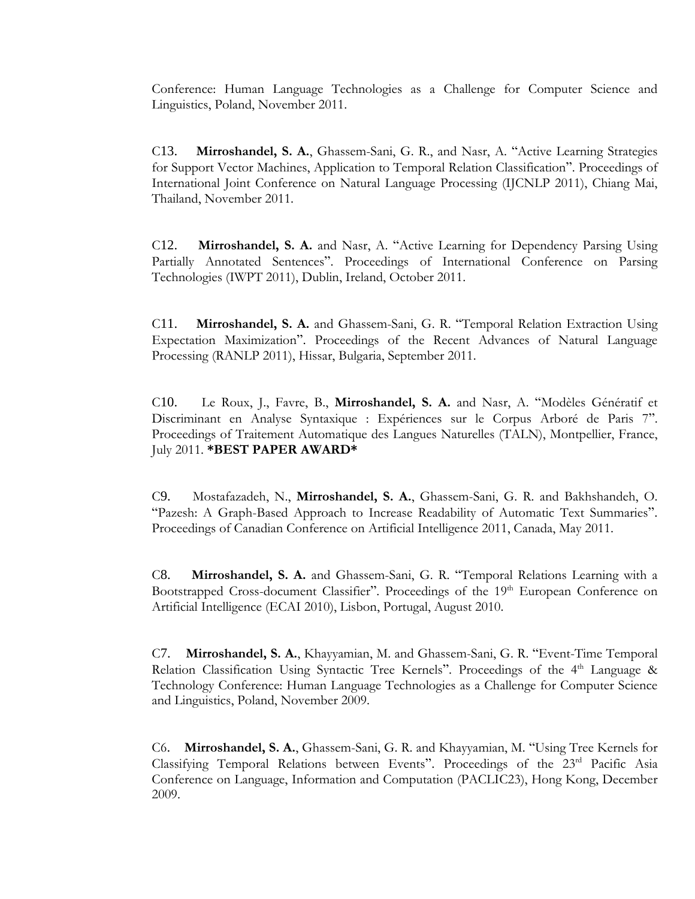Conference: Human Language Technologies as a Challenge for Computer Science and Linguistics, Poland, November 2011.

C13. **Mirroshandel, S. A.**, Ghassem-Sani, G. R., and Nasr, A. "Active Learning Strategies for Support Vector Machines, Application to Temporal Relation Classification". Proceedings of International Joint Conference on Natural Language Processing (IJCNLP 2011), Chiang Mai, Thailand, November 2011.

C12. **Mirroshandel, S. A.** and Nasr, A. "Active Learning for Dependency Parsing Using Partially Annotated Sentences". Proceedings of International Conference on Parsing Technologies (IWPT 2011), Dublin, Ireland, October 2011.

C11. **Mirroshandel, S. A.** and Ghassem-Sani, G. R. "Temporal Relation Extraction Using Expectation Maximization". Proceedings of the Recent Advances of Natural Language Processing (RANLP 2011), Hissar, Bulgaria, September 2011.

C10. Le Roux, J., Favre, B., **Mirroshandel, S. A.** and Nasr, A. "Modèles Génératif et Discriminant en Analyse Syntaxique : Expériences sur le Corpus Arboré de Paris 7". Proceedings of Traitement Automatique des Langues Naturelles (TALN), Montpellier, France, July 2011. ***BEST PAPER AWARD***

C9. Mostafazadeh, N., **Mirroshandel, S. A.**, Ghassem-Sani, G. R. and Bakhshandeh, O. "Pazesh: A Graph-Based Approach to Increase Readability of Automatic Text Summaries". Proceedings of Canadian Conference on Artificial Intelligence 2011, Canada, May 2011.

C8. **Mirroshandel, S. A.** and Ghassem-Sani, G. R. "Temporal Relations Learning with a Bootstrapped Cross-document Classifier". Proceedings of the 19th European Conference on Artificial Intelligence (ECAI 2010), Lisbon, Portugal, August 2010.

C7. **Mirroshandel, S. A.**, Khayyamian, M. and Ghassem-Sani, G. R. "Event-Time Temporal Relation Classification Using Syntactic Tree Kernels". Proceedings of the 4th Language & Technology Conference: Human Language Technologies as a Challenge for Computer Science and Linguistics, Poland, November 2009.

C6. **Mirroshandel, S. A.**, Ghassem-Sani, G. R. and Khayyamian, M. "Using Tree Kernels for Classifying Temporal Relations between Events". Proceedings of the 23rd Pacific Asia Conference on Language, Information and Computation (PACLIC23), Hong Kong, December 2009.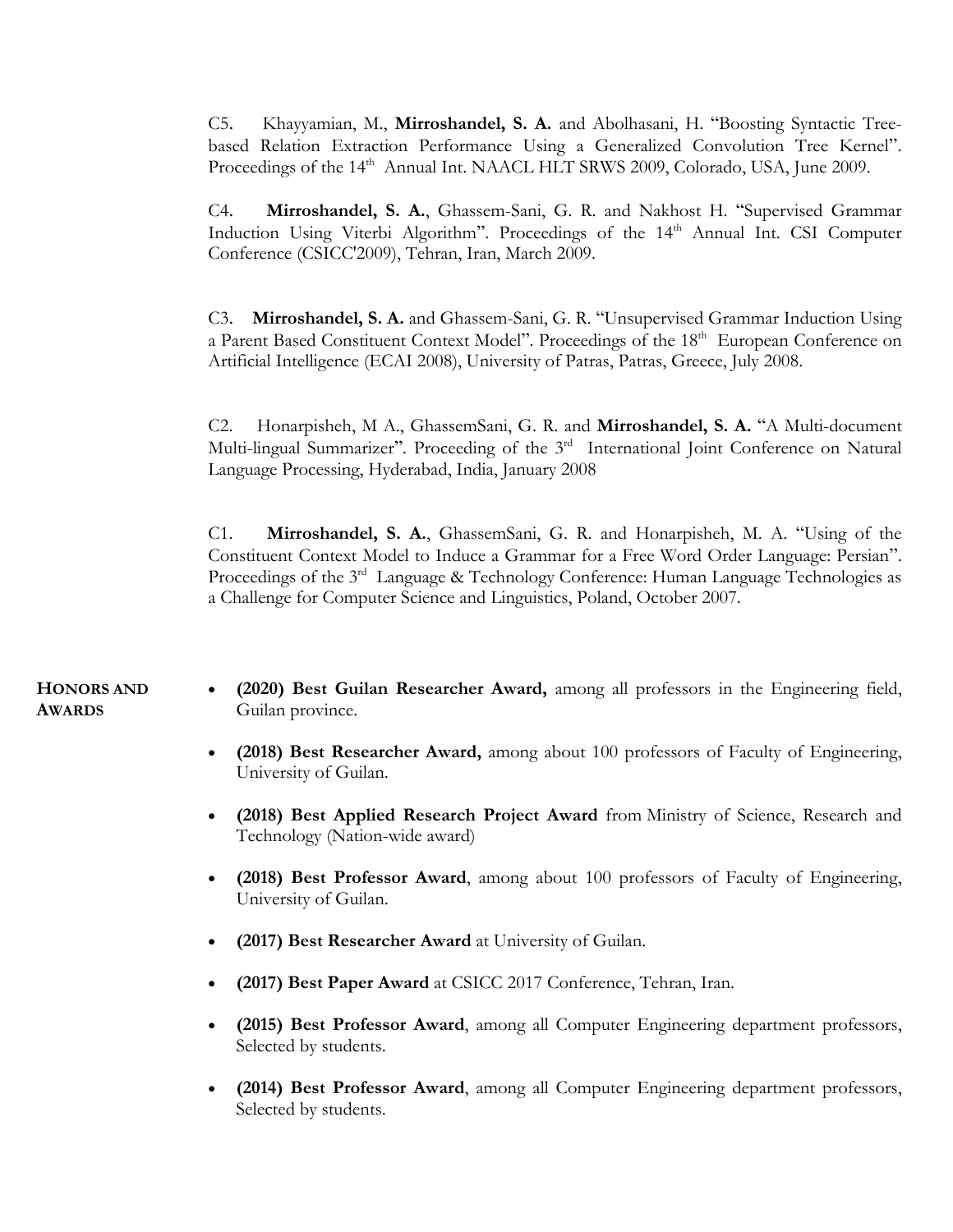C5. Khayyamian, M., **Mirroshandel, S. A.** and Abolhasani, H. "Boosting Syntactic Tree-based Relation Extraction Performance Using a Generalized Convolution Tree Kernel". Proceedings of the 14th Annual Int. NAACL HLT SRWS 2009, Colorado, USA, June 2009.

C4. **Mirroshandel, S. A.**, Ghassem-Sani, G. R. and Nakhost H. "Supervised Grammar Induction Using Viterbi Algorithm". Proceedings of the 14th Annual Int. CSI Computer Conference (CSICC'2009), Tehran, Iran, March 2009.

C3. **Mirroshandel, S. A.** and Ghassem-Sani, G. R. "Unsupervised Grammar Induction Using a Parent Based Constituent Context Model". Proceedings of the 18th European Conference on Artificial Intelligence (ECAI 2008), University of Patras, Patras, Greece, July 2008.

C2. Honarpisheh, M A., GhassemSani, G. R. and **Mirroshandel, S. A.** "A Multi-document Multi-lingual Summarizer". Proceeding of the 3rd International Joint Conference on Natural Language Processing, Hyderabad, India, January 2008

C1. **Mirroshandel, S. A.**, GhassemSani, G. R. and Honarpisheh, M. A. "Using of the Constituent Context Model to Induce a Grammar for a Free Word Order Language: Persian". Proceedings of the 3rd Language & Technology Conference: Human Language Technologies as a Challenge for Computer Science and Linguistics, Poland, October 2007.

## HONORS AND AWARDS

- **(2020) Best Guilan Researcher Award,** among all professors in the Engineering field, Guilan province.
- **(2018) Best Researcher Award,** among about 100 professors of Faculty of Engineering, University of Guilan.
- **(2018) Best Applied Research Project Award** from Ministry of Science, Research and Technology (Nation-wide award)
- **(2018) Best Professor Award**, among about 100 professors of Faculty of Engineering, University of Guilan.
- **(2017) Best Researcher Award** at University of Guilan.
- **(2017) Best Paper Award** at CSICC 2017 Conference, Tehran, Iran.
- **(2015) Best Professor Award**, among all Computer Engineering department professors, Selected by students.
- **(2014) Best Professor Award**, among all Computer Engineering department professors, Selected by students.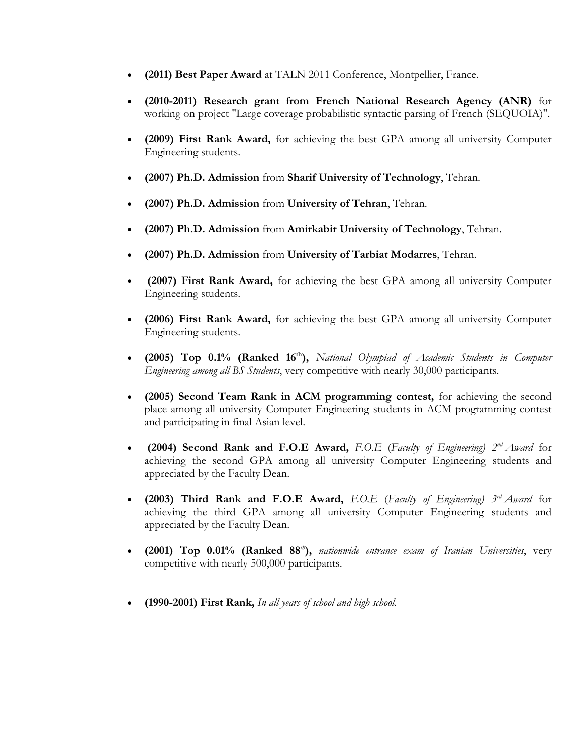- **(2011) Best Paper Award** at TALN 2011 Conference, Montpellier, France.
- **(2010-2011) Research grant from French National Research Agency (ANR)** for working on project "Large coverage probabilistic syntactic parsing of French (SEQUOIA)".
- **(2009) First Rank Award,** for achieving the best GPA among all university Computer Engineering students.
- **(2007) Ph.D. Admission** from **Sharif University of Technology**, Tehran.
- **(2007) Ph.D. Admission** from **University of Tehran**, Tehran.
- **(2007) Ph.D. Admission** from **Amirkabir University of Technology**, Tehran.
- **(2007) Ph.D. Admission** from **University of Tarbiat Modarres**, Tehran.
- **(2007) First Rank Award,** for achieving the best GPA among all university Computer Engineering students.
- **(2006) First Rank Award,** for achieving the best GPA among all university Computer Engineering students.
- **(2005) Top 0.1% (Ranked 16th),** *National Olympiad of Academic Students in Computer Engineering among all BS Students*, very competitive with nearly 30,000 participants.
- **(2005) Second Team Rank in ACM programming contest,** for achieving the second place among all university Computer Engineering students in ACM programming contest and participating in final Asian level.
- **(2004) Second Rank and F.O.E Award,** *F.O.E (Faculty of Engineering) 2nd Award* for achieving the second GPA among all university Computer Engineering students and appreciated by the Faculty Dean.
- **(2003) Third Rank and F.O.E Award,** *F.O.E (Faculty of Engineering) 3rd Award* for achieving the third GPA among all university Computer Engineering students and appreciated by the Faculty Dean.
- **(2001) Top 0.01% (Ranked 88th),** *nationwide entrance exam of Iranian Universities*, very competitive with nearly 500,000 participants.
- **(1990-2001) First Rank,** *In all years of school and high school.*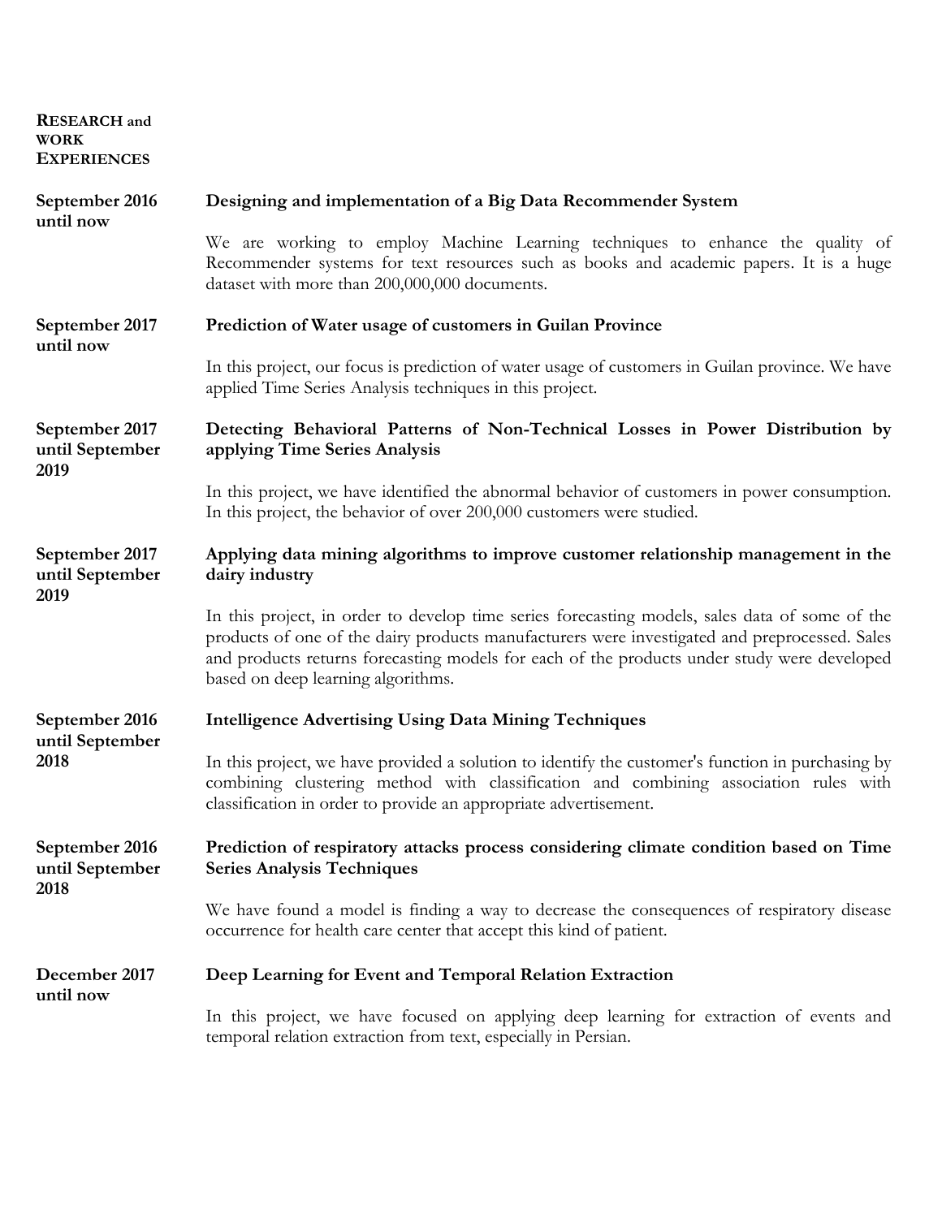## RESEARCH and WORK EXPERIENCES

**September 2016 until now**

**Designing and implementation of a Big Data Recommender System**

We are working to employ Machine Learning techniques to enhance the quality of Recommender systems for text resources such as books and academic papers. It is a huge dataset with more than 200,000,000 documents.

**September 2017 until now**

**Prediction of Water usage of customers in Guilan Province**

In this project, our focus is prediction of water usage of customers in Guilan province. We have applied Time Series Analysis techniques in this project.

**September 2017 until September 2019**

**Detecting Behavioral Patterns of Non-Technical Losses in Power Distribution by applying Time Series Analysis**

In this project, we have identified the abnormal behavior of customers in power consumption. In this project, the behavior of over 200,000 customers were studied.

**September 2017 until September 2019**

**Applying data mining algorithms to improve customer relationship management in the dairy industry**

In this project, in order to develop time series forecasting models, sales data of some of the products of one of the dairy products manufacturers were investigated and preprocessed. Sales and products returns forecasting models for each of the products under study were developed based on deep learning algorithms.

**September 2016 until September 2018**

**Intelligence Advertising Using Data Mining Techniques**

In this project, we have provided a solution to identify the customer's function in purchasing by combining clustering method with classification and combining association rules with classification in order to provide an appropriate advertisement.

**September 2016 until September 2018**

**Prediction of respiratory attacks process considering climate condition based on Time Series Analysis Techniques**

We have found a model is finding a way to decrease the consequences of respiratory disease occurrence for health care center that accept this kind of patient.

**December 2017 until now**

**Deep Learning for Event and Temporal Relation Extraction**

In this project, we have focused on applying deep learning for extraction of events and temporal relation extraction from text, especially in Persian.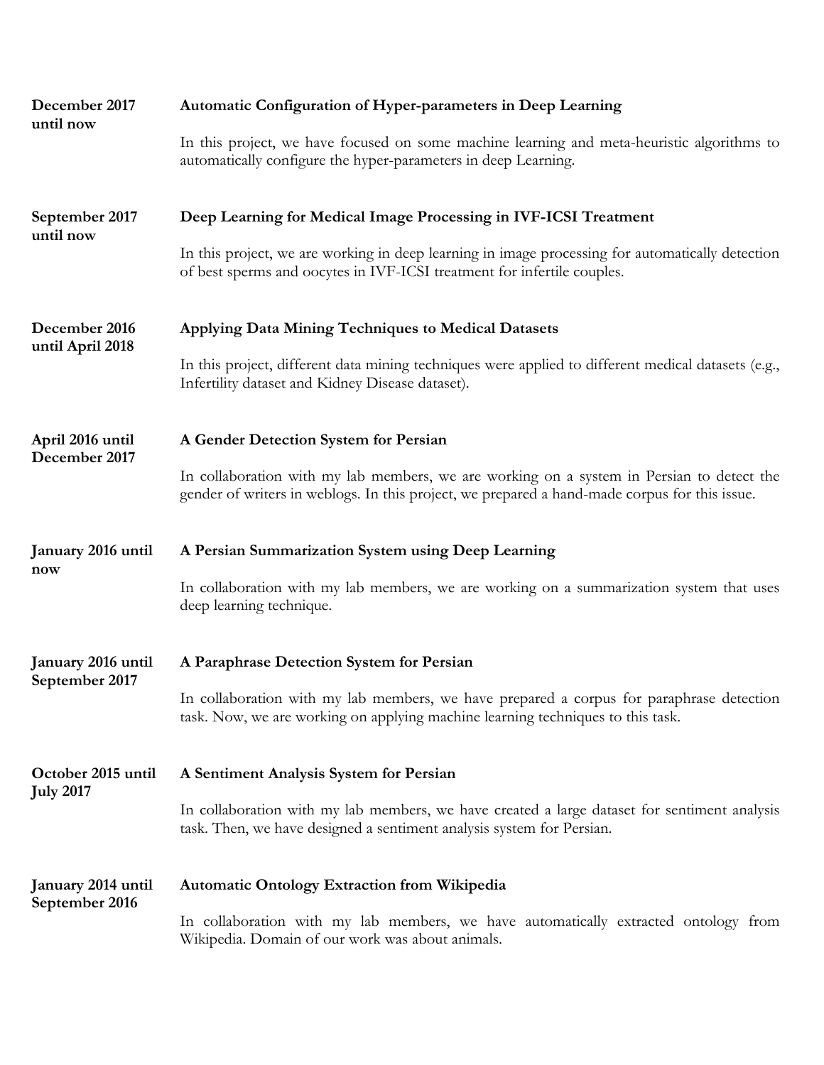**December 2017 until now** — **Automatic Configuration of Hyper-parameters in Deep Learning**

In this project, we have focused on some machine learning and meta-heuristic algorithms to automatically configure the hyper-parameters in deep Learning.

**September 2017 until now** — **Deep Learning for Medical Image Processing in IVF-ICSI Treatment**

In this project, we are working in deep learning in image processing for automatically detection of best sperms and oocytes in IVF-ICSI treatment for infertile couples.

**December 2016 until April 2018** — **Applying Data Mining Techniques to Medical Datasets**

In this project, different data mining techniques were applied to different medical datasets (e.g., Infertility dataset and Kidney Disease dataset).

**April 2016 until December 2017** — **A Gender Detection System for Persian**

In collaboration with my lab members, we are working on a system in Persian to detect the gender of writers in weblogs. In this project, we prepared a hand-made corpus for this issue.

**January 2016 until now** — **A Persian Summarization System using Deep Learning**

In collaboration with my lab members, we are working on a summarization system that uses deep learning technique.

**January 2016 until September 2017** — **A Paraphrase Detection System for Persian**

In collaboration with my lab members, we have prepared a corpus for paraphrase detection task. Now, we are working on applying machine learning techniques to this task.

**October 2015 until July 2017** — **A Sentiment Analysis System for Persian**

In collaboration with my lab members, we have created a large dataset for sentiment analysis task. Then, we have designed a sentiment analysis system for Persian.

**January 2014 until September 2016** — **Automatic Ontology Extraction from Wikipedia**

In collaboration with my lab members, we have automatically extracted ontology from Wikipedia. Domain of our work was about animals.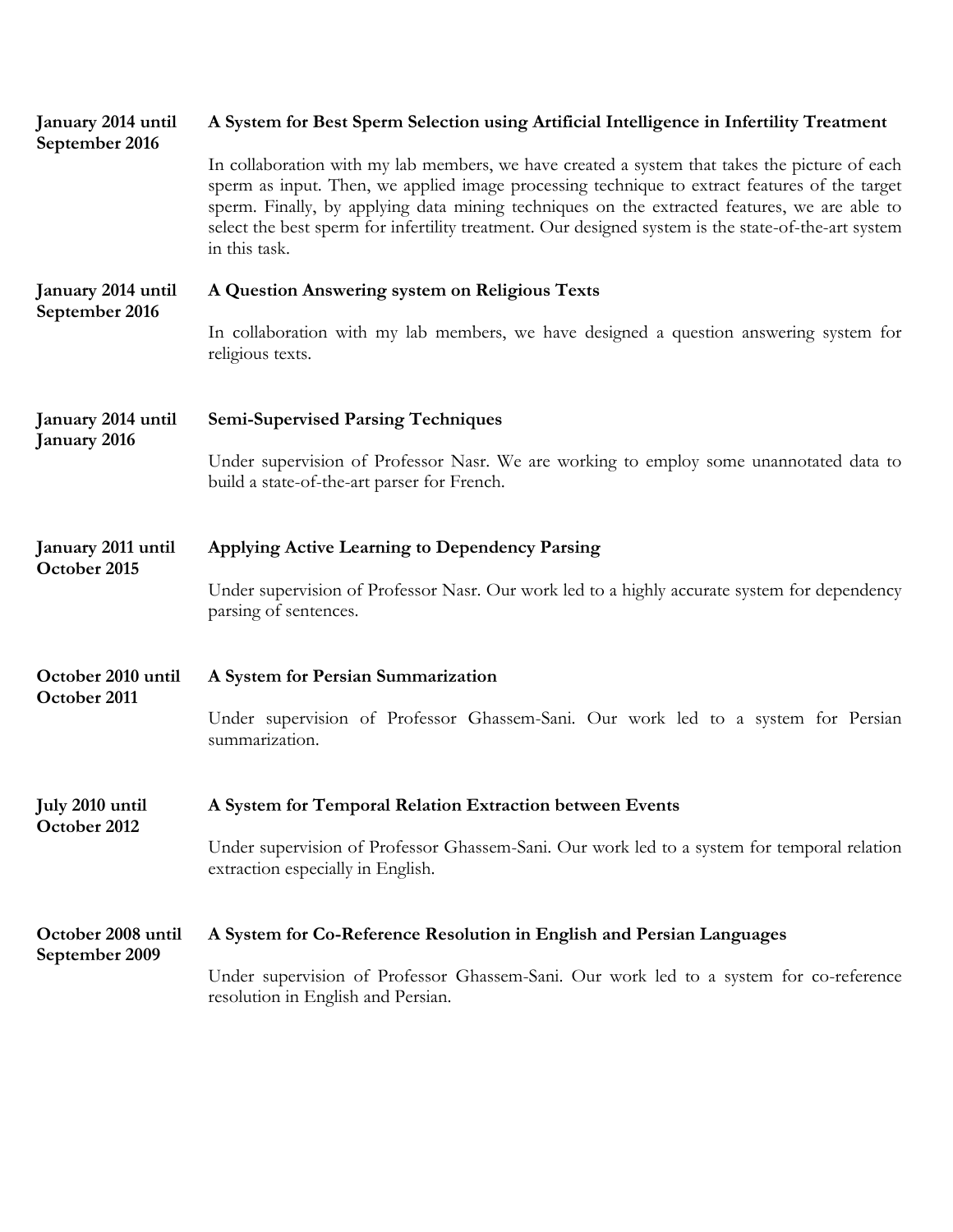**January 2014 until September 2016**

**A System for Best Sperm Selection using Artificial Intelligence in Infertility Treatment**

In collaboration with my lab members, we have created a system that takes the picture of each sperm as input. Then, we applied image processing technique to extract features of the target sperm. Finally, by applying data mining techniques on the extracted features, we are able to select the best sperm for infertility treatment. Our designed system is the state-of-the-art system in this task.

**January 2014 until September 2016**

**A Question Answering system on Religious Texts**

In collaboration with my lab members, we have designed a question answering system for religious texts.

**January 2014 until January 2016**

**Semi-Supervised Parsing Techniques**

Under supervision of Professor Nasr. We are working to employ some unannotated data to build a state-of-the-art parser for French.

**January 2011 until October 2015**

**Applying Active Learning to Dependency Parsing**

Under supervision of Professor Nasr. Our work led to a highly accurate system for dependency parsing of sentences.

**October 2010 until October 2011**

**A System for Persian Summarization**

Under supervision of Professor Ghassem-Sani. Our work led to a system for Persian summarization.

**July 2010 until October 2012**

**A System for Temporal Relation Extraction between Events**

Under supervision of Professor Ghassem-Sani. Our work led to a system for temporal relation extraction especially in English.

**October 2008 until September 2009**

**A System for Co-Reference Resolution in English and Persian Languages**

Under supervision of Professor Ghassem-Sani. Our work led to a system for co-reference resolution in English and Persian.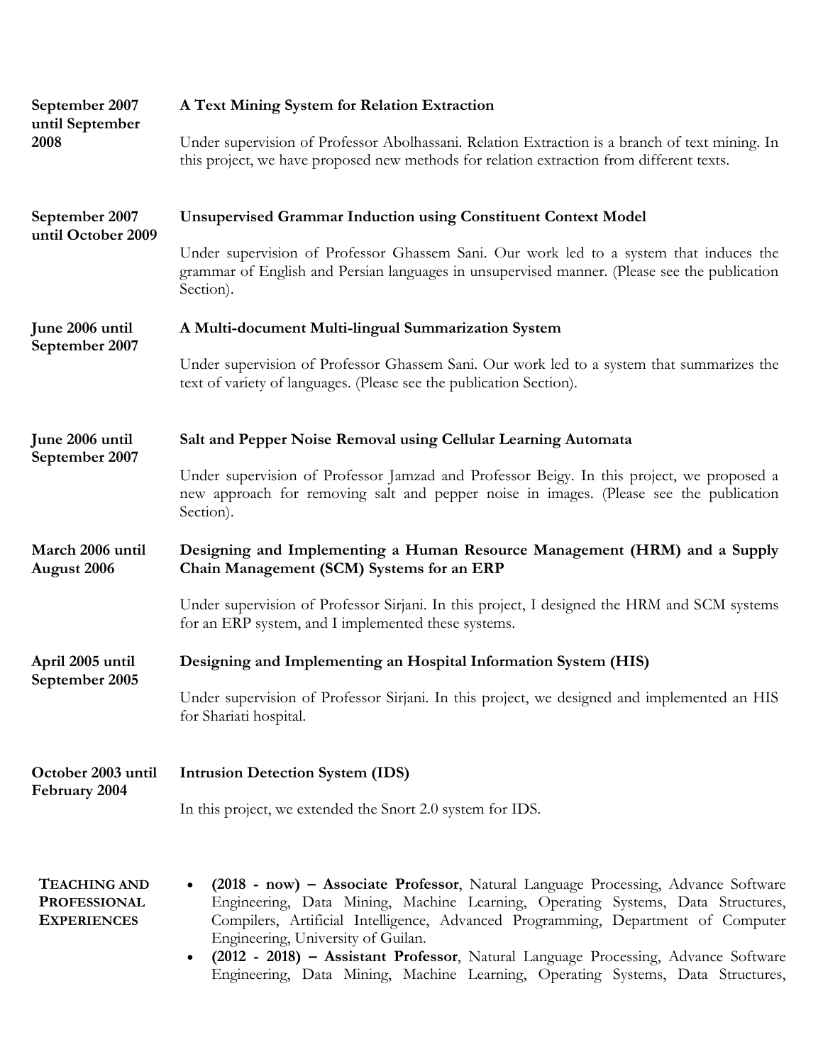**September 2007 until September 2008**

**A Text Mining System for Relation Extraction**

Under supervision of Professor Abolhassani. Relation Extraction is a branch of text mining. In this project, we have proposed new methods for relation extraction from different texts.

**September 2007 until October 2009**

**Unsupervised Grammar Induction using Constituent Context Model**

Under supervision of Professor Ghassem Sani. Our work led to a system that induces the grammar of English and Persian languages in unsupervised manner. (Please see the publication Section).

**June 2006 until September 2007**

**A Multi-document Multi-lingual Summarization System**

Under supervision of Professor Ghassem Sani. Our work led to a system that summarizes the text of variety of languages. (Please see the publication Section).

**June 2006 until September 2007**

**Salt and Pepper Noise Removal using Cellular Learning Automata**

Under supervision of Professor Jamzad and Professor Beigy. In this project, we proposed a new approach for removing salt and pepper noise in images. (Please see the publication Section).

**March 2006 until August 2006**

**Designing and Implementing a Human Resource Management (HRM) and a Supply Chain Management (SCM) Systems for an ERP**

Under supervision of Professor Sirjani. In this project, I designed the HRM and SCM systems for an ERP system, and I implemented these systems.

**April 2005 until September 2005**

**Designing and Implementing an Hospital Information System (HIS)**

Under supervision of Professor Sirjani. In this project, we designed and implemented an HIS for Shariati hospital.

**October 2003 until February 2004**

**Intrusion Detection System (IDS)**

In this project, we extended the Snort 2.0 system for IDS.

## TEACHING AND PROFESSIONAL EXPERIENCES

- **(2018 - now) – Associate Professor**, Natural Language Processing, Advance Software Engineering, Data Mining, Machine Learning, Operating Systems, Data Structures, Compilers, Artificial Intelligence, Advanced Programming, Department of Computer Engineering, University of Guilan.
- **(2012 - 2018) – Assistant Professor**, Natural Language Processing, Advance Software Engineering, Data Mining, Machine Learning, Operating Systems, Data Structures,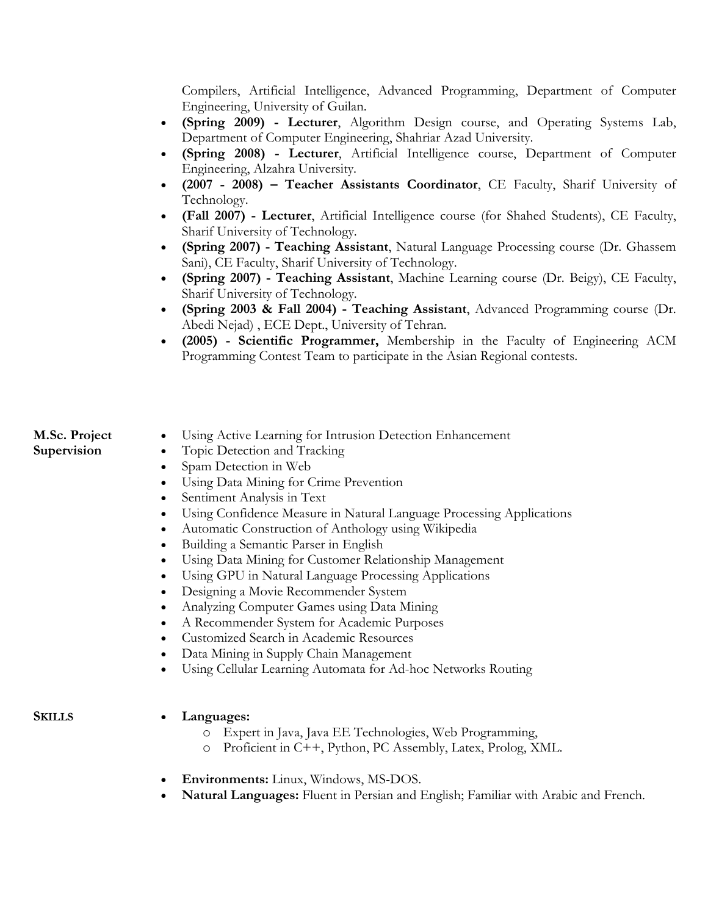Compilers, Artificial Intelligence, Advanced Programming, Department of Computer Engineering, University of Guilan.

- **(Spring 2009) - Lecturer**, Algorithm Design course, and Operating Systems Lab, Department of Computer Engineering, Shahriar Azad University.
- **(Spring 2008) - Lecturer**, Artificial Intelligence course, Department of Computer Engineering, Alzahra University.
- **(2007 - 2008) – Teacher Assistants Coordinator**, CE Faculty, Sharif University of Technology.
- **(Fall 2007) - Lecturer**, Artificial Intelligence course (for Shahed Students), CE Faculty, Sharif University of Technology.
- **(Spring 2007) - Teaching Assistant**, Natural Language Processing course (Dr. Ghassem Sani), CE Faculty, Sharif University of Technology.
- **(Spring 2007) - Teaching Assistant**, Machine Learning course (Dr. Beigy), CE Faculty, Sharif University of Technology.
- **(Spring 2003 & Fall 2004) - Teaching Assistant**, Advanced Programming course (Dr. Abedi Nejad) , ECE Dept., University of Tehran.
- **(2005) - Scientific Programmer,** Membership in the Faculty of Engineering ACM Programming Contest Team to participate in the Asian Regional contests.

## M.Sc. Project Supervision

- Using Active Learning for Intrusion Detection Enhancement
- Topic Detection and Tracking
- Spam Detection in Web
- Using Data Mining for Crime Prevention
- Sentiment Analysis in Text
- Using Confidence Measure in Natural Language Processing Applications
- Automatic Construction of Anthology using Wikipedia
- Building a Semantic Parser in English
- Using Data Mining for Customer Relationship Management
- Using GPU in Natural Language Processing Applications
- Designing a Movie Recommender System
- Analyzing Computer Games using Data Mining
- A Recommender System for Academic Purposes
- Customized Search in Academic Resources
- Data Mining in Supply Chain Management
- Using Cellular Learning Automata for Ad-hoc Networks Routing

## SKILLS

- **Languages:**
  - Expert in Java, Java EE Technologies, Web Programming,
  - Proficient in C++, Python, PC Assembly, Latex, Prolog, XML.
- **Environments:** Linux, Windows, MS-DOS.
- **Natural Languages:** Fluent in Persian and English; Familiar with Arabic and French.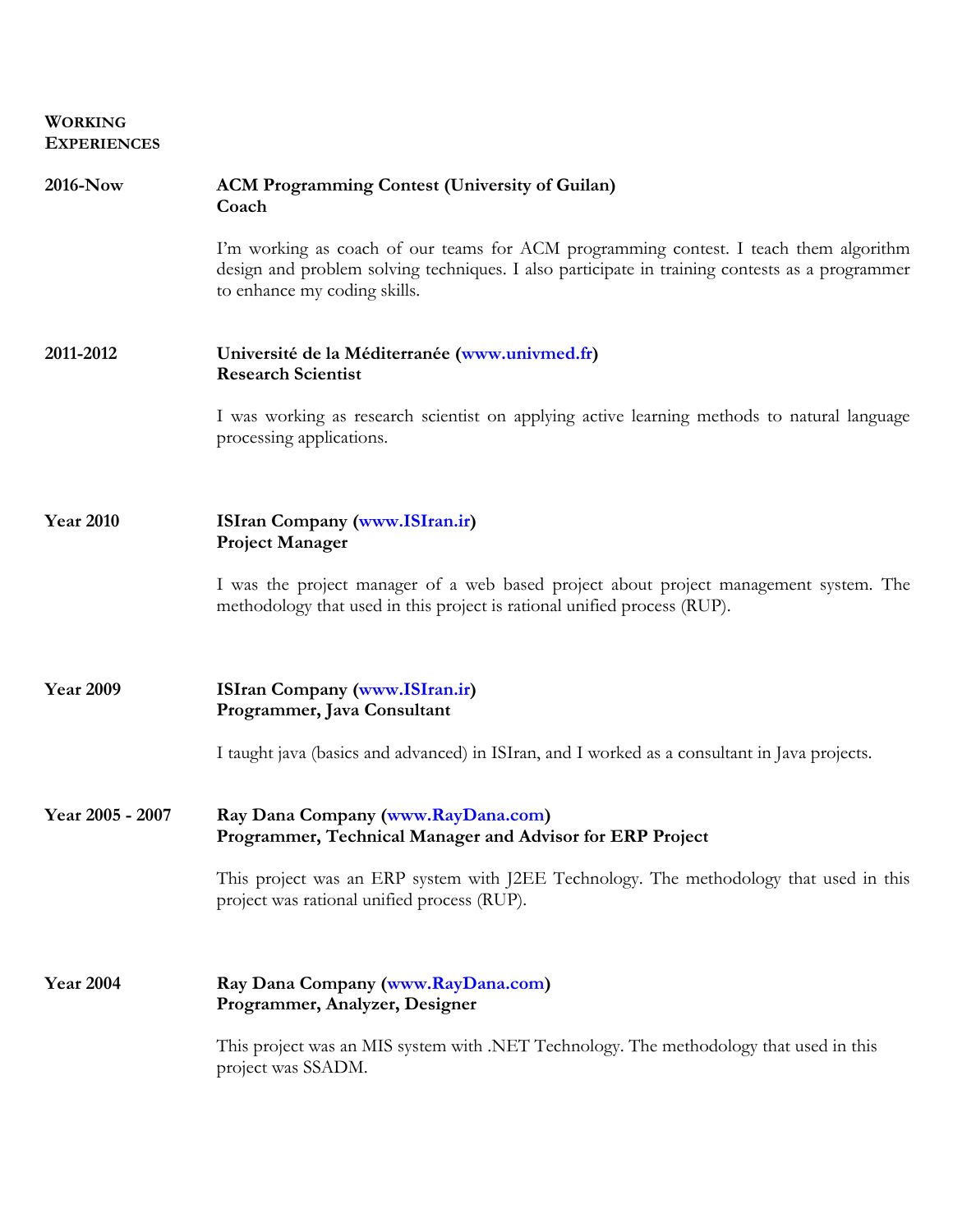## Working Experiences

**2016-Now**

**ACM Programming Contest (University of Guilan)**
**Coach**

I'm working as coach of our teams for ACM programming contest. I teach them algorithm design and problem solving techniques. I also participate in training contests as a programmer to enhance my coding skills.

**2011-2012**

**Université de la Méditerranée (www.univmed.fr)**
**Research Scientist**

I was working as research scientist on applying active learning methods to natural language processing applications.

**Year 2010**

**ISIran Company (www.ISIran.ir)**
**Project Manager**

I was the project manager of a web based project about project management system. The methodology that used in this project is rational unified process (RUP).

**Year 2009**

**ISIran Company (www.ISIran.ir)**
**Programmer, Java Consultant**

I taught java (basics and advanced) in ISIran, and I worked as a consultant in Java projects.

**Year 2005 - 2007**

**Ray Dana Company (www.RayDana.com)**
**Programmer, Technical Manager and Advisor for ERP Project**

This project was an ERP system with J2EE Technology. The methodology that used in this project was rational unified process (RUP).

**Year 2004**

**Ray Dana Company (www.RayDana.com)**
**Programmer, Analyzer, Designer**

This project was an MIS system with .NET Technology. The methodology that used in this project was SSADM.